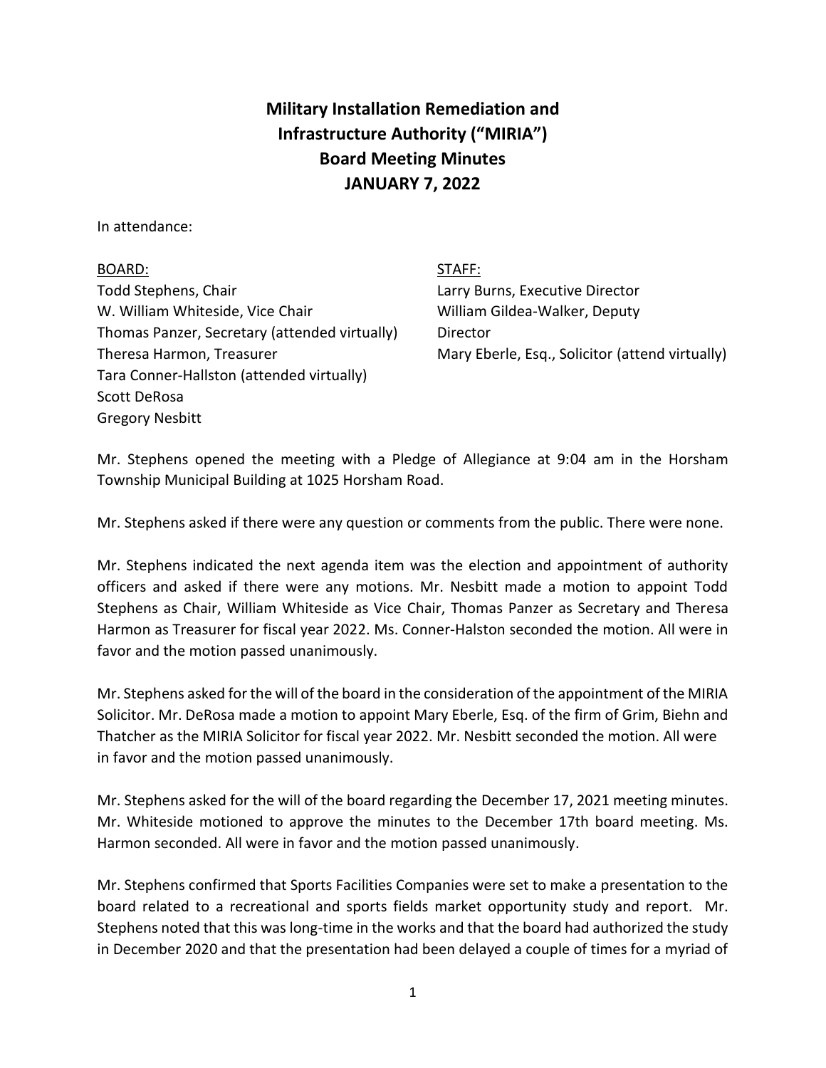# Military Installation Remediation and Infrastructure Authority ("MIRIA")
# Board Meeting Minutes
# JANUARY 7, 2022

In attendance:

BOARD:
Todd Stephens, Chair
W. William Whiteside, Vice Chair
Thomas Panzer, Secretary (attended virtually)
Theresa Harmon, Treasurer
Tara Conner-Hallston (attended virtually)
Scott DeRosa
Gregory Nesbitt

STAFF:
Larry Burns, Executive Director
William Gildea-Walker, Deputy Director
Mary Eberle, Esq., Solicitor (attend virtually)

Mr. Stephens opened the meeting with a Pledge of Allegiance at 9:04 am in the Horsham Township Municipal Building at 1025 Horsham Road.

Mr. Stephens asked if there were any question or comments from the public. There were none.

Mr. Stephens indicated the next agenda item was the election and appointment of authority officers and asked if there were any motions. Mr. Nesbitt made a motion to appoint Todd Stephens as Chair, William Whiteside as Vice Chair, Thomas Panzer as Secretary and Theresa Harmon as Treasurer for fiscal year 2022. Ms. Conner-Halston seconded the motion. All were in favor and the motion passed unanimously.

Mr. Stephens asked for the will of the board in the consideration of the appointment of the MIRIA Solicitor. Mr. DeRosa made a motion to appoint Mary Eberle, Esq. of the firm of Grim, Biehn and Thatcher as the MIRIA Solicitor for fiscal year 2022. Mr. Nesbitt seconded the motion. All were in favor and the motion passed unanimously.

Mr. Stephens asked for the will of the board regarding the December 17, 2021 meeting minutes. Mr. Whiteside motioned to approve the minutes to the December 17th board meeting. Ms. Harmon seconded. All were in favor and the motion passed unanimously.

Mr. Stephens confirmed that Sports Facilities Companies were set to make a presentation to the board related to a recreational and sports fields market opportunity study and report. Mr. Stephens noted that this was long-time in the works and that the board had authorized the study in December 2020 and that the presentation had been delayed a couple of times for a myriad of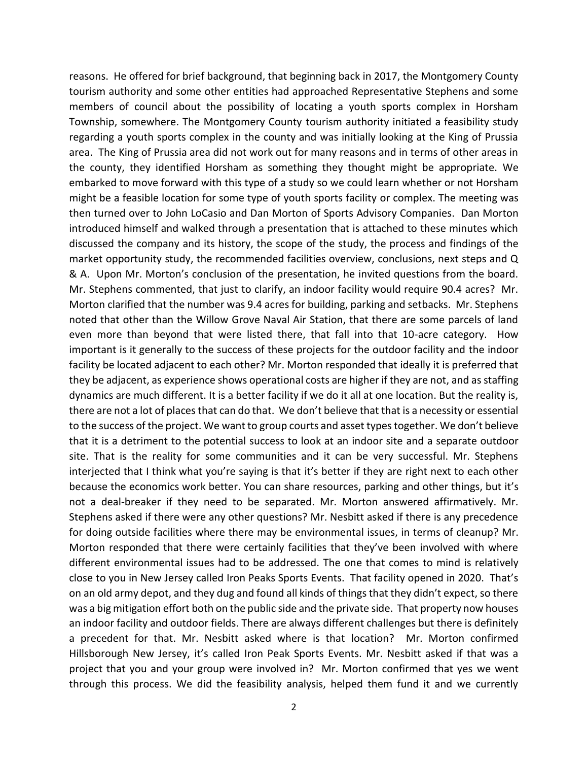reasons. He offered for brief background, that beginning back in 2017, the Montgomery County tourism authority and some other entities had approached Representative Stephens and some members of council about the possibility of locating a youth sports complex in Horsham Township, somewhere. The Montgomery County tourism authority initiated a feasibility study regarding a youth sports complex in the county and was initially looking at the King of Prussia area. The King of Prussia area did not work out for many reasons and in terms of other areas in the county, they identified Horsham as something they thought might be appropriate. We embarked to move forward with this type of a study so we could learn whether or not Horsham might be a feasible location for some type of youth sports facility or complex. The meeting was then turned over to John LoCasio and Dan Morton of Sports Advisory Companies. Dan Morton introduced himself and walked through a presentation that is attached to these minutes which discussed the company and its history, the scope of the study, the process and findings of the market opportunity study, the recommended facilities overview, conclusions, next steps and Q & A. Upon Mr. Morton's conclusion of the presentation, he invited questions from the board. Mr. Stephens commented, that just to clarify, an indoor facility would require 90.4 acres? Mr. Morton clarified that the number was 9.4 acres for building, parking and setbacks. Mr. Stephens noted that other than the Willow Grove Naval Air Station, that there are some parcels of land even more than beyond that were listed there, that fall into that 10-acre category. How important is it generally to the success of these projects for the outdoor facility and the indoor facility be located adjacent to each other? Mr. Morton responded that ideally it is preferred that they be adjacent, as experience shows operational costs are higher if they are not, and as staffing dynamics are much different. It is a better facility if we do it all at one location. But the reality is, there are not a lot of places that can do that. We don't believe that that is a necessity or essential to the success of the project. We want to group courts and asset types together. We don't believe that it is a detriment to the potential success to look at an indoor site and a separate outdoor site. That is the reality for some communities and it can be very successful. Mr. Stephens interjected that I think what you're saying is that it's better if they are right next to each other because the economics work better. You can share resources, parking and other things, but it's not a deal-breaker if they need to be separated. Mr. Morton answered affirmatively. Mr. Stephens asked if there were any other questions? Mr. Nesbitt asked if there is any precedence for doing outside facilities where there may be environmental issues, in terms of cleanup? Mr. Morton responded that there were certainly facilities that they've been involved with where different environmental issues had to be addressed. The one that comes to mind is relatively close to you in New Jersey called Iron Peaks Sports Events. That facility opened in 2020. That's on an old army depot, and they dug and found all kinds of things that they didn't expect, so there was a big mitigation effort both on the public side and the private side. That property now houses an indoor facility and outdoor fields. There are always different challenges but there is definitely a precedent for that. Mr. Nesbitt asked where is that location? Mr. Morton confirmed Hillsborough New Jersey, it's called Iron Peak Sports Events. Mr. Nesbitt asked if that was a project that you and your group were involved in? Mr. Morton confirmed that yes we went through this process. We did the feasibility analysis, helped them fund it and we currently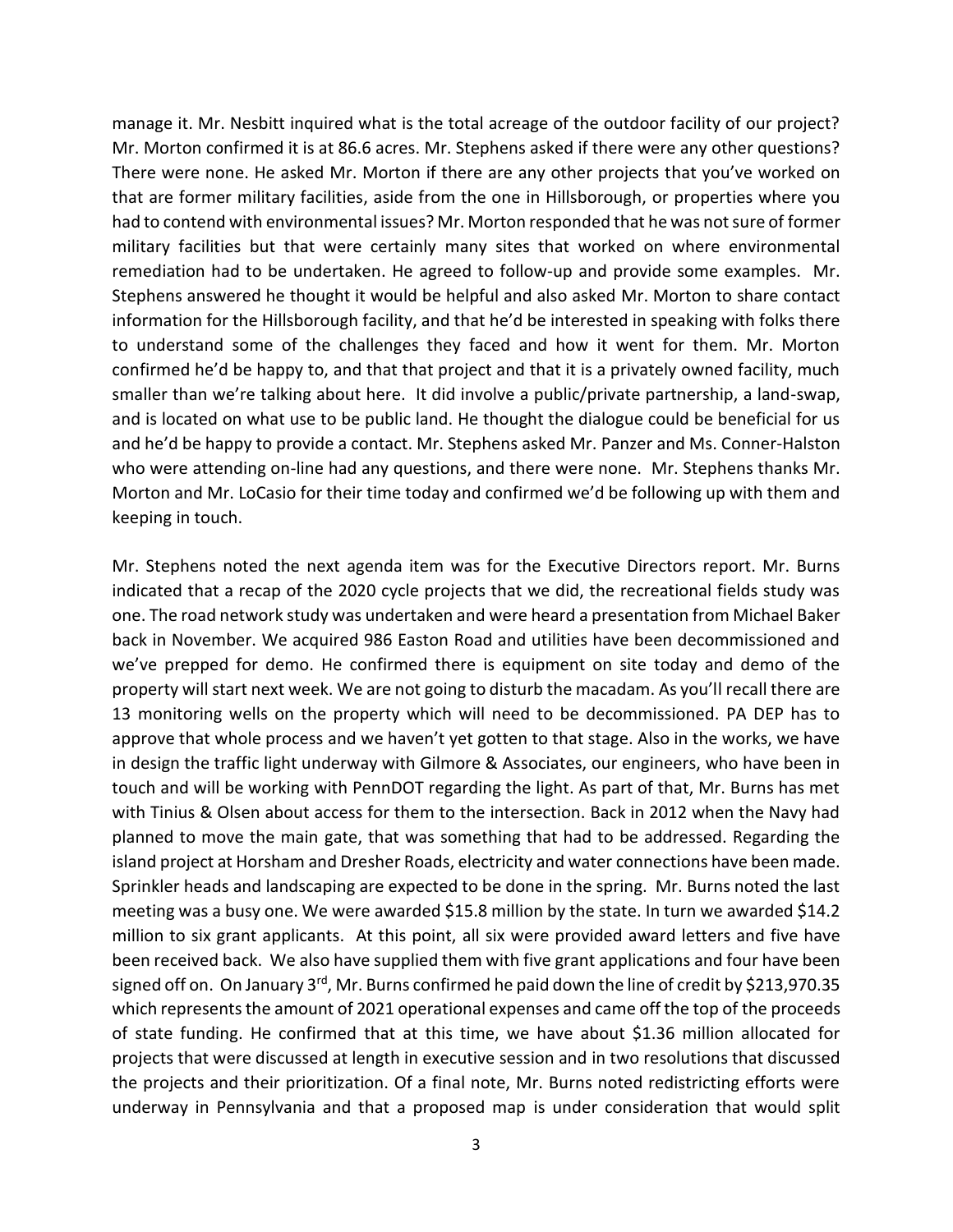manage it. Mr. Nesbitt inquired what is the total acreage of the outdoor facility of our project? Mr. Morton confirmed it is at 86.6 acres. Mr. Stephens asked if there were any other questions? There were none. He asked Mr. Morton if there are any other projects that you've worked on that are former military facilities, aside from the one in Hillsborough, or properties where you had to contend with environmental issues? Mr. Morton responded that he was not sure of former military facilities but that were certainly many sites that worked on where environmental remediation had to be undertaken. He agreed to follow-up and provide some examples. Mr. Stephens answered he thought it would be helpful and also asked Mr. Morton to share contact information for the Hillsborough facility, and that he'd be interested in speaking with folks there to understand some of the challenges they faced and how it went for them. Mr. Morton confirmed he'd be happy to, and that that project and that it is a privately owned facility, much smaller than we're talking about here. It did involve a public/private partnership, a land-swap, and is located on what use to be public land. He thought the dialogue could be beneficial for us and he'd be happy to provide a contact. Mr. Stephens asked Mr. Panzer and Ms. Conner-Halston who were attending on-line had any questions, and there were none. Mr. Stephens thanks Mr. Morton and Mr. LoCasio for their time today and confirmed we'd be following up with them and keeping in touch.

Mr. Stephens noted the next agenda item was for the Executive Directors report. Mr. Burns indicated that a recap of the 2020 cycle projects that we did, the recreational fields study was one. The road network study was undertaken and were heard a presentation from Michael Baker back in November. We acquired 986 Easton Road and utilities have been decommissioned and we've prepped for demo. He confirmed there is equipment on site today and demo of the property will start next week. We are not going to disturb the macadam. As you'll recall there are 13 monitoring wells on the property which will need to be decommissioned. PA DEP has to approve that whole process and we haven't yet gotten to that stage. Also in the works, we have in design the traffic light underway with Gilmore & Associates, our engineers, who have been in touch and will be working with PennDOT regarding the light. As part of that, Mr. Burns has met with Tinius & Olsen about access for them to the intersection. Back in 2012 when the Navy had planned to move the main gate, that was something that had to be addressed. Regarding the island project at Horsham and Dresher Roads, electricity and water connections have been made. Sprinkler heads and landscaping are expected to be done in the spring. Mr. Burns noted the last meeting was a busy one. We were awarded \$15.8 million by the state. In turn we awarded \$14.2 million to six grant applicants. At this point, all six were provided award letters and five have been received back. We also have supplied them with five grant applications and four have been signed off on. On January 3rd, Mr. Burns confirmed he paid down the line of credit by \$213,970.35 which represents the amount of 2021 operational expenses and came off the top of the proceeds of state funding. He confirmed that at this time, we have about \$1.36 million allocated for projects that were discussed at length in executive session and in two resolutions that discussed the projects and their prioritization. Of a final note, Mr. Burns noted redistricting efforts were underway in Pennsylvania and that a proposed map is under consideration that would split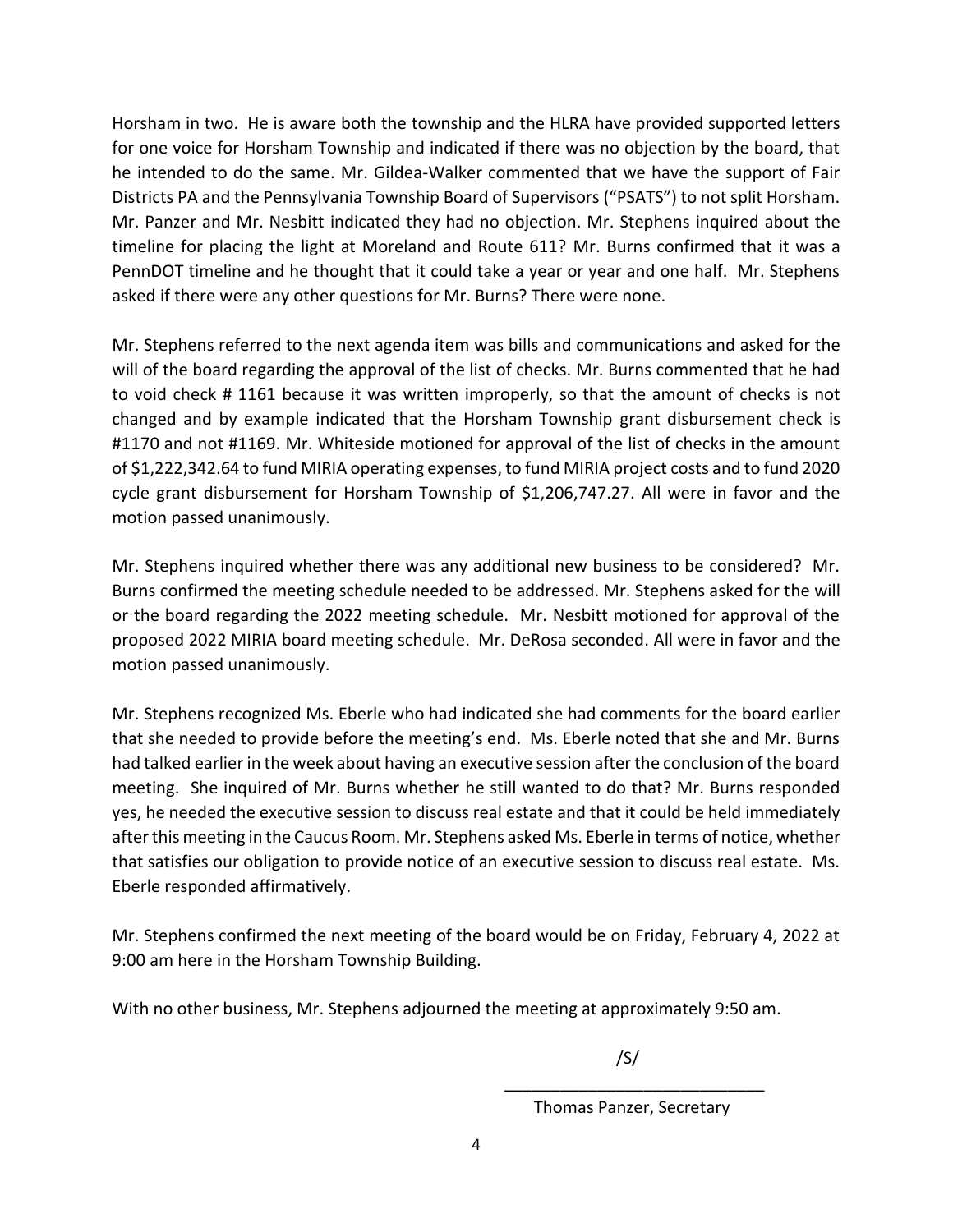Horsham in two. He is aware both the township and the HLRA have provided supported letters for one voice for Horsham Township and indicated if there was no objection by the board, that he intended to do the same. Mr. Gildea-Walker commented that we have the support of Fair Districts PA and the Pennsylvania Township Board of Supervisors ("PSATS") to not split Horsham. Mr. Panzer and Mr. Nesbitt indicated they had no objection. Mr. Stephens inquired about the timeline for placing the light at Moreland and Route 611? Mr. Burns confirmed that it was a PennDOT timeline and he thought that it could take a year or year and one half. Mr. Stephens asked if there were any other questions for Mr. Burns? There were none.

Mr. Stephens referred to the next agenda item was bills and communications and asked for the will of the board regarding the approval of the list of checks. Mr. Burns commented that he had to void check # 1161 because it was written improperly, so that the amount of checks is not changed and by example indicated that the Horsham Township grant disbursement check is #1170 and not #1169. Mr. Whiteside motioned for approval of the list of checks in the amount of $1,222,342.64 to fund MIRIA operating expenses, to fund MIRIA project costs and to fund 2020 cycle grant disbursement for Horsham Township of $1,206,747.27. All were in favor and the motion passed unanimously.

Mr. Stephens inquired whether there was any additional new business to be considered? Mr. Burns confirmed the meeting schedule needed to be addressed. Mr. Stephens asked for the will or the board regarding the 2022 meeting schedule. Mr. Nesbitt motioned for approval of the proposed 2022 MIRIA board meeting schedule. Mr. DeRosa seconded. All were in favor and the motion passed unanimously.

Mr. Stephens recognized Ms. Eberle who had indicated she had comments for the board earlier that she needed to provide before the meeting's end. Ms. Eberle noted that she and Mr. Burns had talked earlier in the week about having an executive session after the conclusion of the board meeting. She inquired of Mr. Burns whether he still wanted to do that? Mr. Burns responded yes, he needed the executive session to discuss real estate and that it could be held immediately after this meeting in the Caucus Room. Mr. Stephens asked Ms. Eberle in terms of notice, whether that satisfies our obligation to provide notice of an executive session to discuss real estate. Ms. Eberle responded affirmatively.

Mr. Stephens confirmed the next meeting of the board would be on Friday, February 4, 2022 at 9:00 am here in the Horsham Township Building.

With no other business, Mr. Stephens adjourned the meeting at approximately 9:50 am.

/S/

\_\_\_\_\_\_\_\_\_\_\_\_\_\_\_\_\_\_\_\_\_\_\_\_\_\_\_\_

Thomas Panzer, Secretary